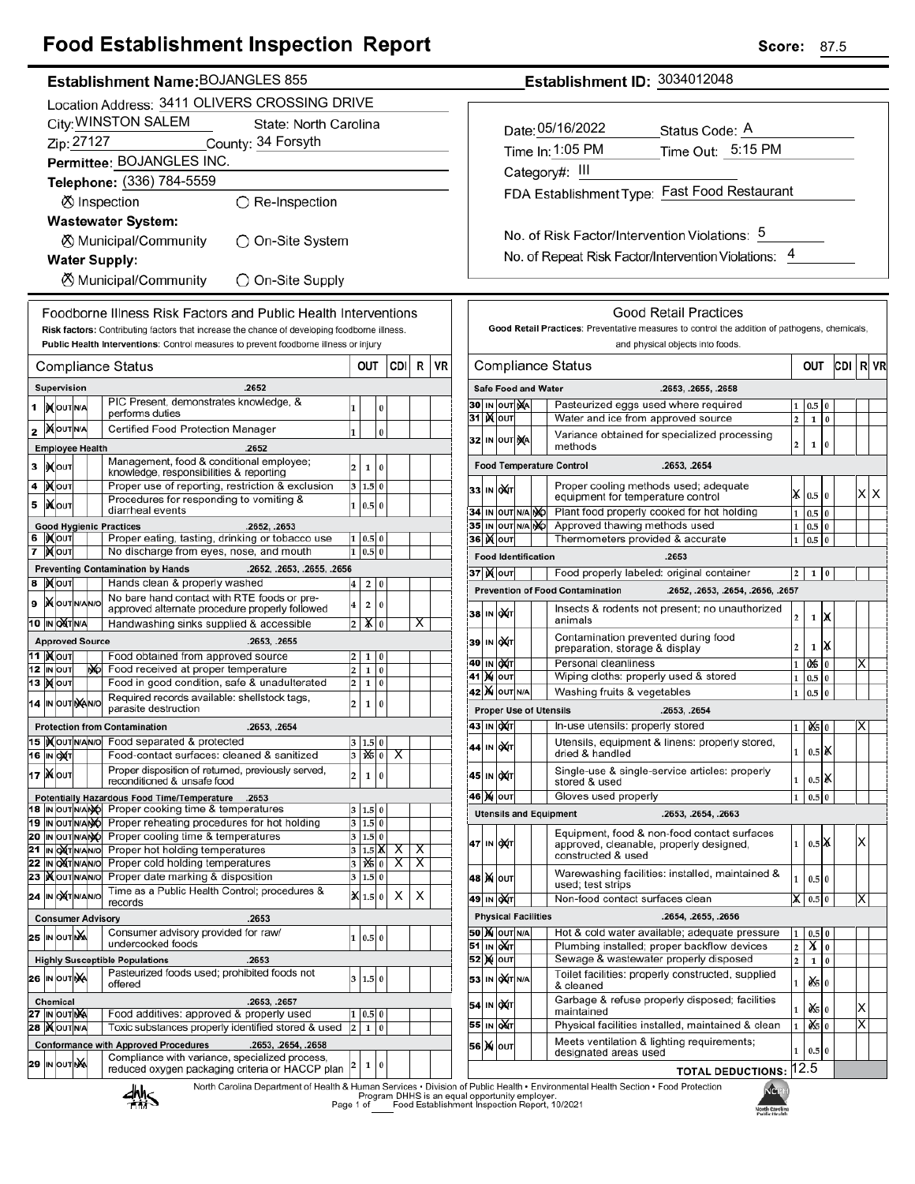# Food Establishment Inspection Report

**Score:** 87.5

**Establishment Name:** BOJANGLES 855

**Establishment ID:** 3034012048

Location Address: 3411 OLIVERS CROSSING DRIVE
City: WINSTON SALEM  State: North Carolina
Zip: 27127  County: 34 Forsyth
Permittee: BOJANGLES INC.
Telephone: (336) 784-5559

⊗ Inspection ○ Re-Inspection

**Wastewater System:**
⊗ Municipal/Community ○ On-Site System

**Water Supply:**
⊗ Municipal/Community ○ On-Site Supply

Date: 05/16/2022  Status Code: A
Time In: 1:05 PM  Time Out: 5:15 PM
Category#: III
FDA Establishment Type: Fast Food Restaurant

No. of Risk Factor/Intervention Violations: 5
No. of Repeat Risk Factor/Intervention Violations: 4

## Foodborne Illness Risk Factors and Public Health Interventions

**Risk factors:** Contributing factors that increase the chance of developing foodborne illness.
**Public Health Interventions:** Control measures to prevent foodborne illness or injury

| # | Compliance Status | Item | OUT | | | CDI | R | VR |
|---|---|---|---|---|---|---|---|---|
| | **Supervision** | **.2652** | | | | | | |
| 1 | ⊗IN OUT N/A | PIC Present, demonstrates knowledge, & performs duties | 1 | | 0 | | | |
| 2 | ⊗IN OUT N/A | Certified Food Protection Manager | 1 | | 0 | | | |
| | **Employee Health** | **.2652** | | | | | | |
| 3 | ⊗IN OUT | Management, food & conditional employee; knowledge, responsibilities & reporting | 2 | 1 | 0 | | | |
| 4 | ⊗IN OUT | Proper use of reporting, restriction & exclusion | 3 | 1.5 | 0 | | | |
| 5 | ⊗IN OUT | Procedures for responding to vomiting & diarrheal events | 1 | 0.5 | 0 | | | |
| | **Good Hygienic Practices** | **.2652, .2653** | | | | | | |
| 6 | ⊗IN OUT | Proper eating, tasting, drinking or tobacco use | 1 | 0.5 | 0 | | | |
| 7 | ⊗IN OUT | No discharge from eyes, nose, and mouth | 1 | 0.5 | 0 | | | |
| | **Preventing Contamination by Hands** | **.2652, .2653, .2655, .2656** | | | | | | |
| 8 | ⊗IN OUT | Hands clean & properly washed | 4 | 2 | 0 | | | |
| 9 | ⊗IN OUT N/A N/O | No bare hand contact with RTE foods or pre-approved alternate procedure properly followed | 4 | 2 | 0 | | | |
| 10 | IN ⊗OUT N/A | Handwashing sinks supplied & accessible | 2 | ⊗1 | 0 | | X | |
| | **Approved Source** | **.2653, .2655** | | | | | | |
| 11 | ⊗IN OUT | Food obtained from approved source | 2 | 1 | 0 | | | |
| 12 | IN OUT ⊗N/O | Food received at proper temperature | 2 | 1 | 0 | | | |
| 13 | ⊗IN OUT | Food in good condition, safe & unadulterated | 2 | 1 | 0 | | | |
| 14 | IN OUT ⊗N/A N/O | Required records available: shellstock tags, parasite destruction | 2 | 1 | 0 | | | |
| | **Protection from Contamination** | **.2653, .2654** | | | | | | |
| 15 | ⊗IN OUT N/A N/O | Food separated & protected | 3 | 1.5 | 0 | | | |
| 16 | IN ⊗OUT | Food-contact surfaces: cleaned & sanitized | 3 | ⊗1.5 | 0 | X | | |
| 17 | ⊗IN OUT | Proper disposition of returned, previously served, reconditioned & unsafe food | 2 | 1 | 0 | | | |
| | **Potentially Hazardous Food Time/Temperature** | **.2653** | | | | | | |
| 18 | IN OUT N/A ⊗N/O | Proper cooking time & temperatures | 3 | 1.5 | 0 | | | |
| 19 | IN OUT N/A ⊗N/O | Proper reheating procedures for hot holding | 3 | 1.5 | 0 | | | |
| 20 | IN OUT N/A ⊗N/O | Proper cooling time & temperatures | 3 | 1.5 | 0 | | | |
| 21 | IN ⊗OUT N/A N/O | Proper hot holding temperatures | 3 | 1.5 | ⊗0 | X | X | |
| 22 | IN ⊗OUT N/A N/O | Proper cold holding temperatures | 3 | ⊗1.5 | 0 | X | X | |
| 23 | ⊗IN OUT N/A N/O | Proper date marking & disposition | 3 | 1.5 | 0 | | | |
| 24 | IN ⊗OUT N/A N/O | Time as a Public Health Control; procedures & records | ⊗3 | 1.5 | 0 | X | X | |
| | **Consumer Advisory** | **.2653** | | | | | | |
| 25 | IN OUT ⊗N/A | Consumer advisory provided for raw/ undercooked foods | 1 | 0.5 | 0 | | | |
| | **Highly Susceptible Populations** | **.2653** | | | | | | |
| 26 | IN OUT ⊗N/A | Pasteurized foods used; prohibited foods not offered | 3 | 1.5 | 0 | | | |
| | **Chemical** | **.2653, .2657** | | | | | | |
| 27 | IN OUT ⊗N/A | Food additives: approved & properly used | 1 | 0.5 | 0 | | | |
| 28 | ⊗IN OUT N/A | Toxic substances properly identified stored & used | 2 | 1 | 0 | | | |
| | **Conformance with Approved Procedures** | **.2653, .2654, .2658** | | | | | | |
| 29 | IN OUT ⊗N/A | Compliance with variance, specialized process, reduced oxygen packaging criteria or HACCP plan | 2 | 1 | 0 | | | |

## Good Retail Practices

**Good Retail Practices:** Preventative measures to control the addition of pathogens, chemicals, and physical objects into foods.

| # | Compliance Status | Item | OUT | | | CDI | R | VR |
|---|---|---|---|---|---|---|---|---|
| | **Safe Food and Water** | **.2653, .2655, .2658** | | | | | | |
| 30 | IN OUT ⊗N/A | Pasteurized eggs used where required | 1 | 0.5 | 0 | | | |
| 31 | ⊗IN OUT | Water and ice from approved source | 2 | 1 | 0 | | | |
| 32 | IN OUT ⊗N/A | Variance obtained for specialized processing methods | 2 | 1 | 0 | | | |
| | **Food Temperature Control** | **.2653, .2654** | | | | | | |
| 33 | IN ⊗OUT | Proper cooling methods used; adequate equipment for temperature control | ⊗1 | 0.5 | 0 | | X | X |
| 34 | IN OUT N/A ⊗N/O | Plant food properly cooked for hot holding | 1 | 0.5 | 0 | | | |
| 35 | IN OUT N/A ⊗N/O | Approved thawing methods used | 1 | 0.5 | 0 | | | |
| 36 | ⊗IN OUT | Thermometers provided & accurate | 1 | 0.5 | 0 | | | |
| | **Food Identification** | **.2653** | | | | | | |
| 37 | ⊗IN OUT | Food properly labeled: original container | 2 | 1 | 0 | | | |
| | **Prevention of Food Contamination** | **.2652, .2653, .2654, .2656, .2657** | | | | | | |
| 38 | IN ⊗OUT | Insects & rodents not present; no unauthorized animals | 2 | 1 | ⊗0 | | | |
| 39 | IN ⊗OUT | Contamination prevented during food preparation, storage & display | 2 | 1 | ⊗0 | | | |
| 40 | IN ⊗OUT | Personal cleanliness | 1 | ⊗0.5 | 0 | | X | |
| 41 | ⊗IN OUT | Wiping cloths: properly used & stored | 1 | 0.5 | 0 | | | |
| 42 | ⊗IN OUT N/A | Washing fruits & vegetables | 1 | 0.5 | 0 | | | |
| | **Proper Use of Utensils** | **.2653, .2654** | | | | | | |
| 43 | IN ⊗OUT | In-use utensils: properly stored | 1 | ⊗0.5 | 0 | | X | |
| 44 | IN ⊗OUT | Utensils, equipment & linens: properly stored, dried & handled | 1 | 0.5 | ⊗0 | | | |
| 45 | IN ⊗OUT | Single-use & single-service articles: properly stored & used | 1 | 0.5 | ⊗0 | | | |
| 46 | ⊗IN OUT | Gloves used properly | 1 | 0.5 | 0 | | | |
| | **Utensils and Equipment** | **.2653, .2654, .2663** | | | | | | |
| 47 | IN ⊗OUT | Equipment, food & non-food contact surfaces approved, cleanable, properly designed, constructed & used | 1 | 0.5 | ⊗0 | | X | |
| 48 | ⊗IN OUT | Warewashing facilities: installed, maintained & used; test strips | 1 | 0.5 | 0 | | | |
| 49 | IN ⊗OUT | Non-food contact surfaces clean | ⊗1 | 0.5 | 0 | | X | |
| | **Physical Facilities** | **.2654, .2655, .2656** | | | | | | |
| 50 | ⊗IN OUT N/A | Hot & cold water available; adequate pressure | 1 | 0.5 | 0 | | | |
| 51 | IN ⊗OUT | Plumbing installed; proper backflow devices | 2 | ⊗1 | 0 | | | |
| 52 | ⊗IN OUT | Sewage & wastewater properly disposed | 2 | 1 | 0 | | | |
| 53 | IN ⊗OUT N/A | Toilet facilities: properly constructed, supplied & cleaned | 1 | ⊗0.5 | 0 | | | |
| 54 | IN ⊗OUT | Garbage & refuse properly disposed; facilities maintained | 1 | ⊗0.5 | 0 | | X | |
| 55 | IN ⊗OUT | Physical facilities installed, maintained & clean | 1 | ⊗0.5 | 0 | | X | |
| 56 | ⊗IN OUT | Meets ventilation & lighting requirements; designated areas used | 1 | 0.5 | 0 | | | |

**TOTAL DEDUCTIONS:** 12.5

North Carolina Department of Health & Human Services • Division of Public Health • Environmental Health Section • Food Protection Program DHHS is an equal opportunity employer.
Food Establishment Inspection Report, 10/2021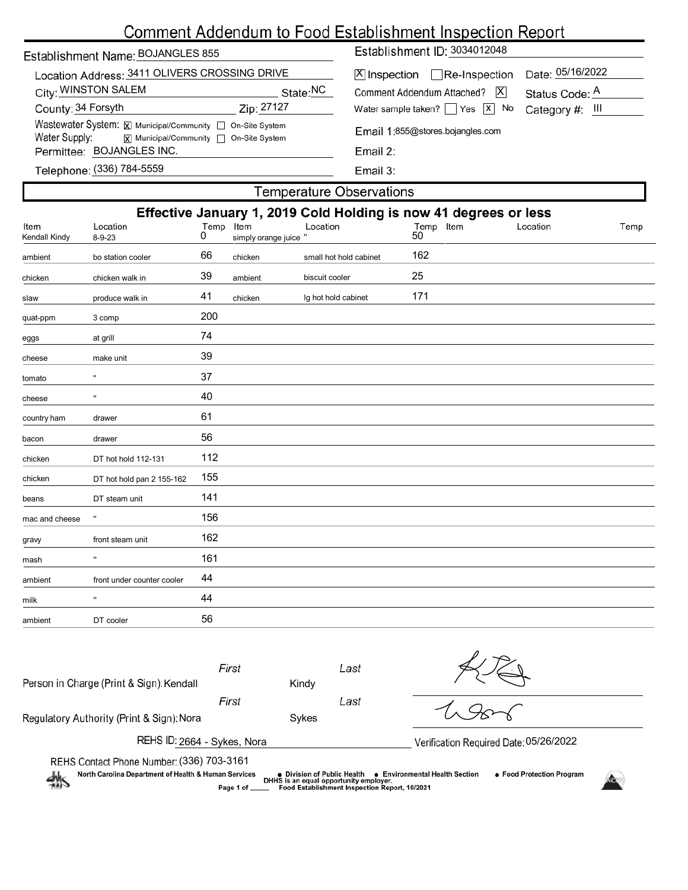# Comment Addendum to Food Establishment Inspection Report

**Establishment Name:** BOJANGLES 855

**Establishment ID:** 3034012048

**Location Address:** 3411 OLIVERS CROSSING DRIVE

**City:** WINSTON SALEM **State:** NC

**County:** 34 Forsyth **Zip:** 27127

**Wastewater System:** [X] Municipal/Community [ ] On-Site System

**Water Supply:** [X] Municipal/Community [ ] On-Site System

**Permittee:** BOJANGLES INC.

**Telephone:** (336) 784-5559

[X] Inspection [ ] Re-Inspection **Date:** 05/16/2022

**Comment Addendum Attached?** [X] **Status Code:** A

**Water sample taken?** [ ] Yes [X] No **Category #:** III

**Email 1:** 855@stores.bojangles.com

**Email 2:**

**Email 3:**

## Temperature Observations

### Effective January 1, 2019 Cold Holding is now 41 degrees or less

| Item | Location | Temp | Item | Location | Temp | Item | Location | Temp |
|---|---|---|---|---|---|---|---|---|
| Kendall Kindy | 8-9-23 | 0 | simply orange juice | " | 50 | | | |
| ambient | bo station cooler | 66 | chicken | small hot hold cabinet | 162 | | | |
| chicken | chicken walk in | 39 | ambient | biscuit cooler | 25 | | | |
| slaw | produce walk in | 41 | chicken | lg hot hold cabinet | 171 | | | |
| quat-ppm | 3 comp | 200 | | | | | | |
| eggs | at grill | 74 | | | | | | |
| cheese | make unit | 39 | | | | | | |
| tomato | " | 37 | | | | | | |
| cheese | " | 40 | | | | | | |
| country ham | drawer | 61 | | | | | | |
| bacon | drawer | 56 | | | | | | |
| chicken | DT hot hold 112-131 | 112 | | | | | | |
| chicken | DT hot hold pan 2 155-162 | 155 | | | | | | |
| beans | DT steam unit | 141 | | | | | | |
| mac and cheese | " | 156 | | | | | | |
| gravy | front steam unit | 162 | | | | | | |
| mash | " | 161 | | | | | | |
| ambient | front under counter cooler | 44 | | | | | | |
| milk | " | 44 | | | | | | |
| ambient | DT cooler | 56 | | | | | | |

**Person in Charge (Print & Sign):** First: Kendall Last: Kindy

**Regulatory Authority (Print & Sign):** First: Nora Last: Sykes

**REHS ID:** 2664 - Sykes, Nora

**Verification Required Date:** 05/26/2022

**REHS Contact Phone Number:** (336) 703-3161

North Carolina Department of Health & Human Services • Division of Public Health • Environmental Health Section • Food Protection Program

DHHS is an equal opportunity employer.

Food Establishment Inspection Report, 10/2021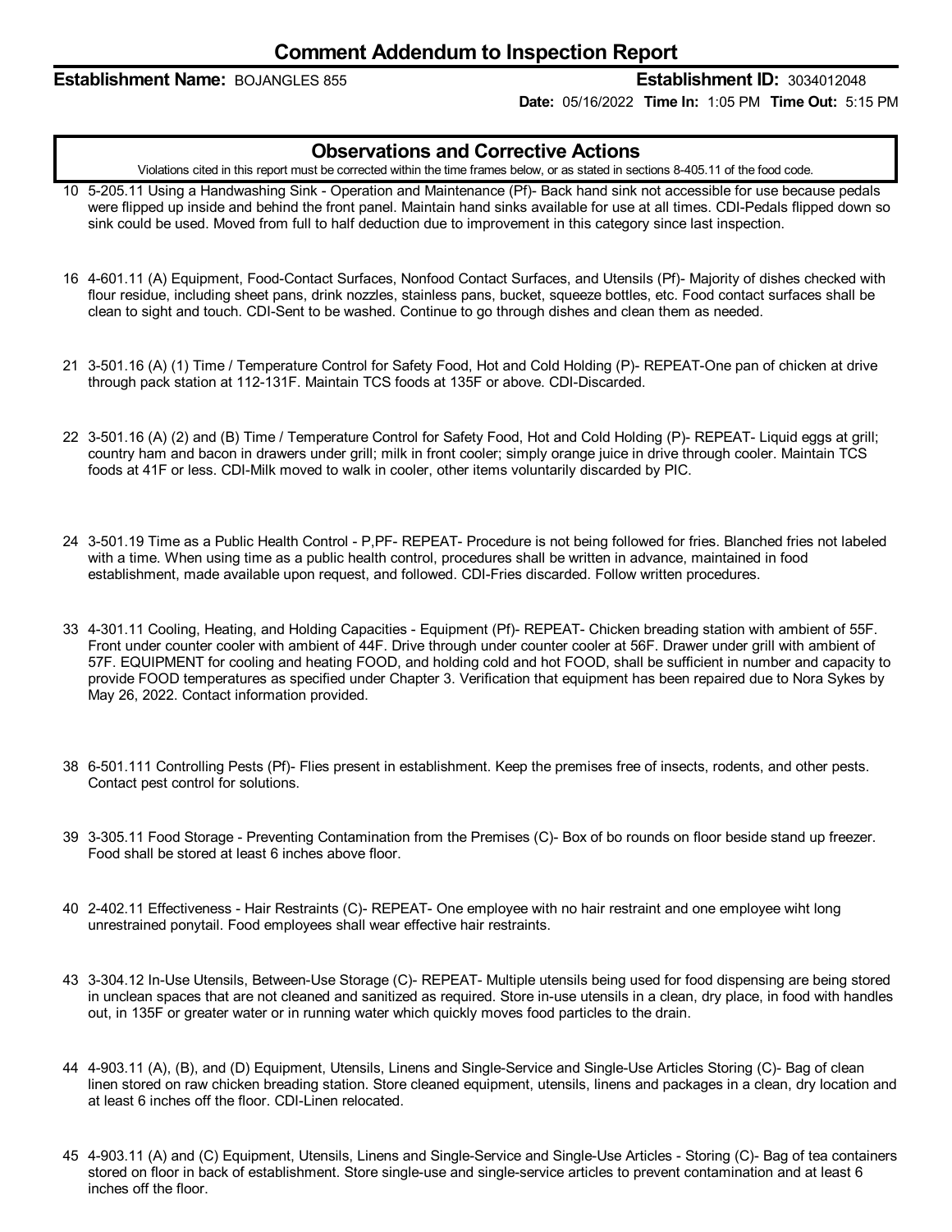# Comment Addendum to Inspection Report

**Establishment Name:** BOJANGLES 855 **Establishment ID:** 3034012048

**Date:** 05/16/2022 **Time In:** 1:05 PM **Time Out:** 5:15 PM

## Observations and Corrective Actions

Violations cited in this report must be corrected within the time frames below, or as stated in sections 8-405.11 of the food code.

10 5-205.11 Using a Handwashing Sink - Operation and Maintenance (Pf)- Back hand sink not accessible for use because pedals were flipped up inside and behind the front panel. Maintain hand sinks available for use at all times. CDI-Pedals flipped down so sink could be used. Moved from full to half deduction due to improvement in this category since last inspection.

16 4-601.11 (A) Equipment, Food-Contact Surfaces, Nonfood Contact Surfaces, and Utensils (Pf)- Majority of dishes checked with flour residue, including sheet pans, drink nozzles, stainless pans, bucket, squeeze bottles, etc. Food contact surfaces shall be clean to sight and touch. CDI-Sent to be washed. Continue to go through dishes and clean them as needed.

21 3-501.16 (A) (1) Time / Temperature Control for Safety Food, Hot and Cold Holding (P)- REPEAT-One pan of chicken at drive through pack station at 112-131F. Maintain TCS foods at 135F or above. CDI-Discarded.

22 3-501.16 (A) (2) and (B) Time / Temperature Control for Safety Food, Hot and Cold Holding (P)- REPEAT- Liquid eggs at grill; country ham and bacon in drawers under grill; milk in front cooler; simply orange juice in drive through cooler. Maintain TCS foods at 41F or less. CDI-Milk moved to walk in cooler, other items voluntarily discarded by PIC.

24 3-501.19 Time as a Public Health Control - P,PF- REPEAT- Procedure is not being followed for fries. Blanched fries not labeled with a time. When using time as a public health control, procedures shall be written in advance, maintained in food establishment, made available upon request, and followed. CDI-Fries discarded. Follow written procedures.

33 4-301.11 Cooling, Heating, and Holding Capacities - Equipment (Pf)- REPEAT- Chicken breading station with ambient of 55F. Front under counter cooler with ambient of 44F. Drive through under counter cooler at 56F. Drawer under grill with ambient of 57F. EQUIPMENT for cooling and heating FOOD, and holding cold and hot FOOD, shall be sufficient in number and capacity to provide FOOD temperatures as specified under Chapter 3. Verification that equipment has been repaired due to Nora Sykes by May 26, 2022. Contact information provided.

38 6-501.111 Controlling Pests (Pf)- Flies present in establishment. Keep the premises free of insects, rodents, and other pests. Contact pest control for solutions.

39 3-305.11 Food Storage - Preventing Contamination from the Premises (C)- Box of bo rounds on floor beside stand up freezer. Food shall be stored at least 6 inches above floor.

40 2-402.11 Effectiveness - Hair Restraints (C)- REPEAT- One employee with no hair restraint and one employee wiht long unrestrained ponytail. Food employees shall wear effective hair restraints.

43 3-304.12 In-Use Utensils, Between-Use Storage (C)- REPEAT- Multiple utensils being used for food dispensing are being stored in unclean spaces that are not cleaned and sanitized as required. Store in-use utensils in a clean, dry place, in food with handles out, in 135F or greater water or in running water which quickly moves food particles to the drain.

44 4-903.11 (A), (B), and (D) Equipment, Utensils, Linens and Single-Service and Single-Use Articles Storing (C)- Bag of clean linen stored on raw chicken breading station. Store cleaned equipment, utensils, linens and packages in a clean, dry location and at least 6 inches off the floor. CDI-Linen relocated.

45 4-903.11 (A) and (C) Equipment, Utensils, Linens and Single-Service and Single-Use Articles - Storing (C)- Bag of tea containers stored on floor in back of establishment. Store single-use and single-service articles to prevent contamination and at least 6 inches off the floor.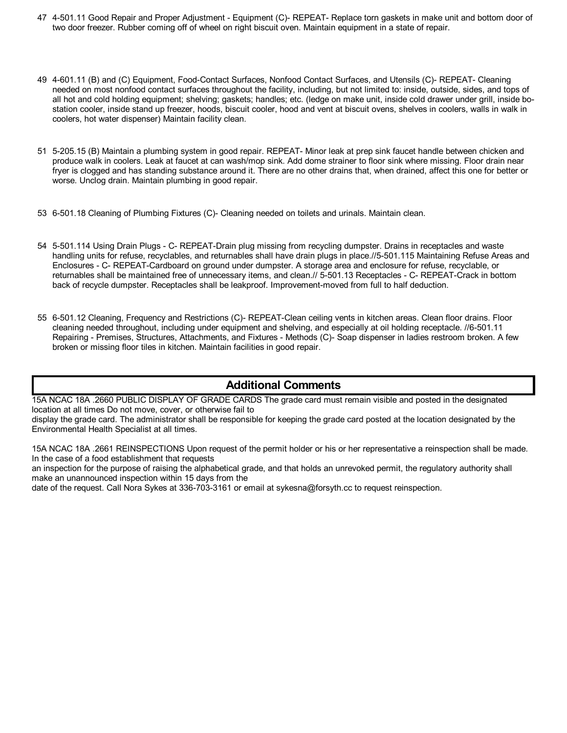47 4-501.11 Good Repair and Proper Adjustment - Equipment (C)- REPEAT- Replace torn gaskets in make unit and bottom door of two door freezer. Rubber coming off of wheel on right biscuit oven. Maintain equipment in a state of repair.

49 4-601.11 (B) and (C) Equipment, Food-Contact Surfaces, Nonfood Contact Surfaces, and Utensils (C)- REPEAT- Cleaning needed on most nonfood contact surfaces throughout the facility, including, but not limited to: inside, outside, sides, and tops of all hot and cold holding equipment; shelving; gaskets; handles; etc. (ledge on make unit, inside cold drawer under grill, inside bo-station cooler, inside stand up freezer, hoods, biscuit cooler, hood and vent at biscuit ovens, shelves in coolers, walls in walk in coolers, hot water dispenser) Maintain facility clean.

51 5-205.15 (B) Maintain a plumbing system in good repair. REPEAT- Minor leak at prep sink faucet handle between chicken and produce walk in coolers. Leak at faucet at can wash/mop sink. Add dome strainer to floor sink where missing. Floor drain near fryer is clogged and has standing substance around it. There are no other drains that, when drained, affect this one for better or worse. Unclog drain. Maintain plumbing in good repair.

53 6-501.18 Cleaning of Plumbing Fixtures (C)- Cleaning needed on toilets and urinals. Maintain clean.

54 5-501.114 Using Drain Plugs - C- REPEAT-Drain plug missing from recycling dumpster. Drains in receptacles and waste handling units for refuse, recyclables, and returnables shall have drain plugs in place.//5-501.115 Maintaining Refuse Areas and Enclosures - C- REPEAT-Cardboard on ground under dumpster. A storage area and enclosure for refuse, recyclable, or returnables shall be maintained free of unnecessary items, and clean.// 5-501.13 Receptacles - C- REPEAT-Crack in bottom back of recycle dumpster. Receptacles shall be leakproof. Improvement-moved from full to half deduction.

55 6-501.12 Cleaning, Frequency and Restrictions (C)- REPEAT-Clean ceiling vents in kitchen areas. Clean floor drains. Floor cleaning needed throughout, including under equipment and shelving, and especially at oil holding receptacle. //6-501.11 Repairing - Premises, Structures, Attachments, and Fixtures - Methods (C)- Soap dispenser in ladies restroom broken. A few broken or missing floor tiles in kitchen. Maintain facilities in good repair.

## Additional Comments

15A NCAC 18A .2660 PUBLIC DISPLAY OF GRADE CARDS The grade card must remain visible and posted in the designated location at all times Do not move, cover, or otherwise fail to
display the grade card. The administrator shall be responsible for keeping the grade card posted at the location designated by the Environmental Health Specialist at all times.

15A NCAC 18A .2661 REINSPECTIONS Upon request of the permit holder or his or her representative a reinspection shall be made. In the case of a food establishment that requests
an inspection for the purpose of raising the alphabetical grade, and that holds an unrevoked permit, the regulatory authority shall make an unannounced inspection within 15 days from the
date of the request. Call Nora Sykes at 336-703-3161 or email at sykesna@forsyth.cc to request reinspection.